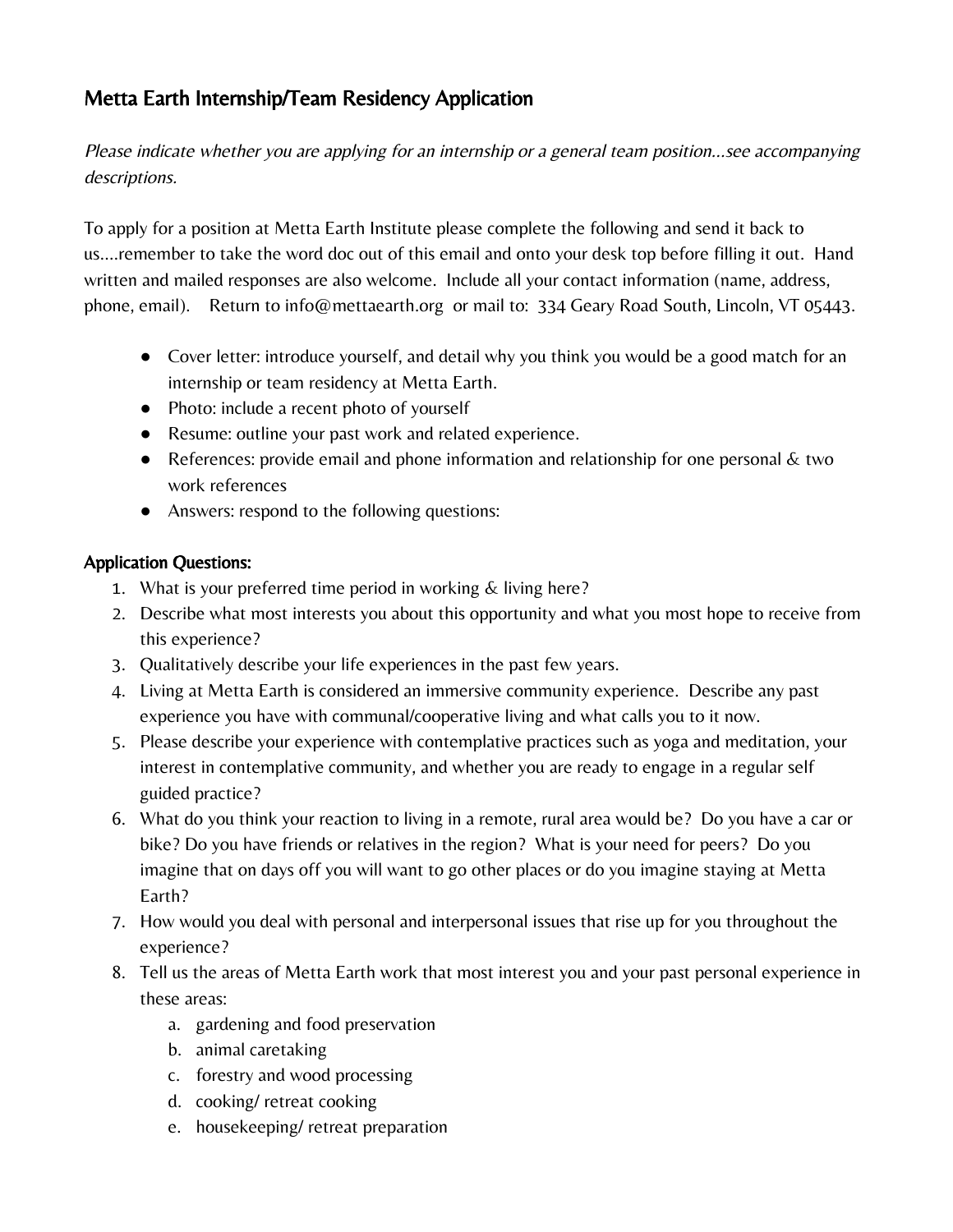# Metta Earth Internship/Team Residency Application

*Please indicate whether you are applying for an internship or a general team position...see accompanying descriptions.*

To apply for a position at Metta Earth Institute please complete the following and send it back to us....remember to take the word doc out of this email and onto your desk top before filling it out. Hand written and mailed responses are also welcome. Include all your contact information (name, address, phone, email). Return to info@mettaearth.org or mail to: 334 Geary Road South, Lincoln, VT 05443.

- Cover letter: introduce yourself, and detail why you think you would be a good match for an internship or team residency at Metta Earth.
- Photo: include a recent photo of yourself
- Resume: outline your past work and related experience.
- References: provide email and phone information and relationship for one personal & two work references
- Answers: respond to the following questions:

**Application Questions:**

1. What is your preferred time period in working & living here?
2. Describe what most interests you about this opportunity and what you most hope to receive from this experience?
3. Qualitatively describe your life experiences in the past few years.
4. Living at Metta Earth is considered an immersive community experience. Describe any past experience you have with communal/cooperative living and what calls you to it now.
5. Please describe your experience with contemplative practices such as yoga and meditation, your interest in contemplative community, and whether you are ready to engage in a regular self guided practice?
6. What do you think your reaction to living in a remote, rural area would be? Do you have a car or bike? Do you have friends or relatives in the region? What is your need for peers? Do you imagine that on days off you will want to go other places or do you imagine staying at Metta Earth?
7. How would you deal with personal and interpersonal issues that rise up for you throughout the experience?
8. Tell us the areas of Metta Earth work that most interest you and your past personal experience in these areas:
   a. gardening and food preservation
   b. animal caretaking
   c. forestry and wood processing
   d. cooking/ retreat cooking
   e. housekeeping/ retreat preparation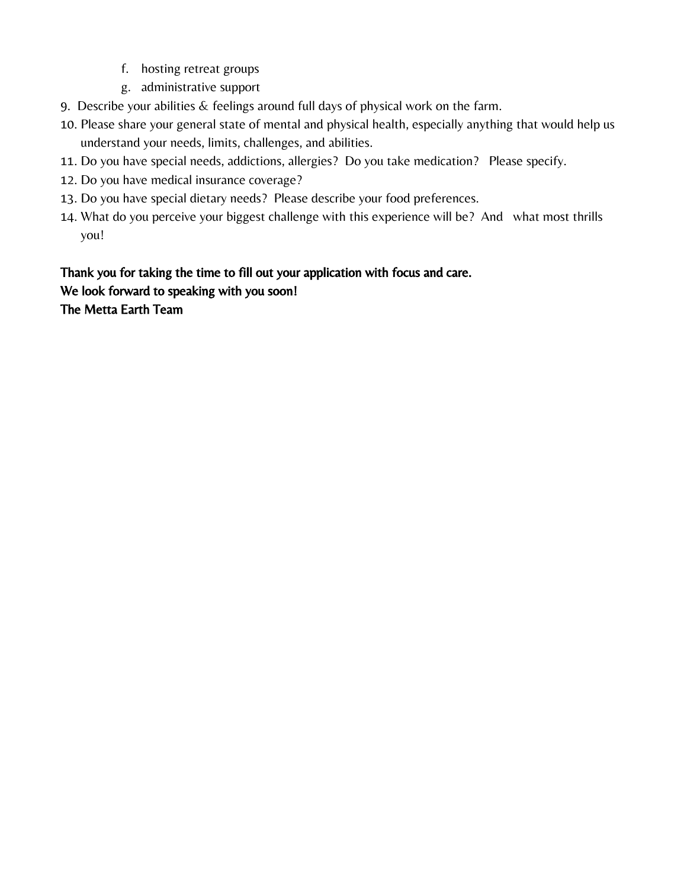f. hosting retreat groups
   g. administrative support

9. Describe your abilities & feelings around full days of physical work on the farm.
10. Please share your general state of mental and physical health, especially anything that would help us understand your needs, limits, challenges, and abilities.
11. Do you have special needs, addictions, allergies? Do you take medication? Please specify.
12. Do you have medical insurance coverage?
13. Do you have special dietary needs? Please describe your food preferences.
14. What do you perceive your biggest challenge with this experience will be? And what most thrills you!

**Thank you for taking the time to fill out your application with focus and care.**
**We look forward to speaking with you soon!**
**The Metta Earth Team**